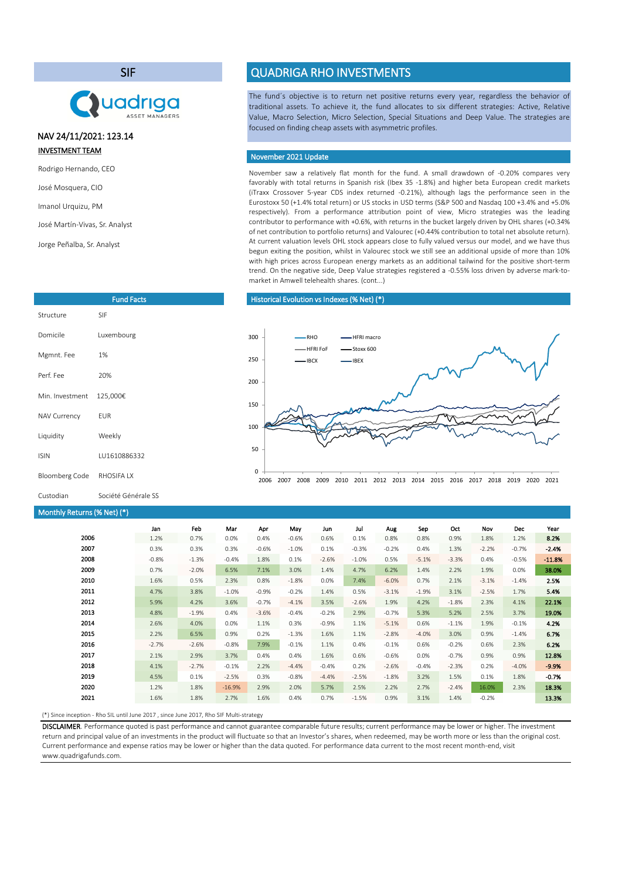# SIF

Quadriga ASSET MANAGERS

**NAV 24/11/2021: 123.14**

**INVESTMENT TEAM**

Rodrigo Hernando, CEO

José Mosquera, CIO

Imanol Urquizu, PM

José Martín-Vivas, Sr. Analyst

Jorge Peñalba, Sr. Analyst

## QUADRIGA RHO INVESTMENTS

The fund´s objective is to return net positive returns every year, regardless the behavior of traditional assets. To achieve it, the fund allocates to six different strategies: Active, Relative Value, Macro Selection, Micro Selection, Special Situations and Deep Value. The strategies are focused on finding cheap assets with asymmetric profiles.

### November 2021 Update

November saw a relatively flat month for the fund. A small drawdown of -0.20% compares very favorably with total returns in Spanish risk (Ibex 35 -1.8%) and higher beta European credit markets (iTraxx Crossover 5-year CDS index returned -0.21%), although lags the performance seen in the Eurostoxx 50 (+1.4% total return) or US stocks in USD terms (S&P 500 and Nasdaq 100 +3.4% and +5.0% respectively). From a performance attribution point of view, Micro strategies was the leading contributor to performance with +0.6%, with returns in the bucket largely driven by OHL shares (+0.34% of net contribution to portfolio returns) and Valourec (+0.44% contribution to total net absolute return). At current valuation levels OHL stock appears close to fully valued versus our model, and we have thus begun exiting the position, whilst in Valourec stock we still see an additional upside of more than 10% with high prices across European energy markets as an additional tailwind for the positive short-term trend. On the negative side, Deep Value strategies registered a -0.55% loss driven by adverse mark-to-market in Amwell telehealth shares. (cont...)

### Fund Facts

| | |
|---|---|
| Structure | SIF |
| Domicile | Luxembourg |
| Mgmt. Fee | 1% |
| Perf. Fee | 20% |
| Min. Investment | 125,000€ |
| NAV Currency | EUR |
| Liquidity | Weekly |
| ISIN | LU1610886332 |
| Bloomberg Code | RHOSIFA LX |
| Custodian | Société Générale SS |

### Historical Evolution vs Indexes (% Net) (*)

Legend: RHO, HFRI macro, HFRI FoF, Stoxx 600, IBCX, IBEX

### Monthly Returns (% Net) (*)

| | Jan | Feb | Mar | Apr | May | Jun | Jul | Aug | Sep | Oct | Nov | Dec | Year |
|---|---|---|---|---|---|---|---|---|---|---|---|---|---|
| 2006 | 1.2% | 0.7% | 0.0% | 0.4% | -0.6% | 0.6% | 0.1% | 0.8% | 0.8% | 0.9% | 1.8% | 1.2% | **8.2%** |
| 2007 | 0.3% | 0.3% | 0.3% | -0.6% | -1.0% | 0.1% | -0.3% | -0.2% | 0.4% | 1.3% | -2.2% | -0.7% | **-2.4%** |
| 2008 | -0.8% | -1.3% | -0.4% | 1.8% | 0.1% | -2.6% | -1.0% | 0.5% | -5.1% | -3.3% | 0.4% | -0.5% | **-11.8%** |
| 2009 | 0.7% | -2.0% | 6.5% | 7.1% | 3.0% | 1.4% | 4.7% | 6.2% | 1.4% | 2.2% | 1.9% | 0.0% | **38.0%** |
| 2010 | 1.6% | 0.5% | 2.3% | 0.8% | -1.8% | 0.0% | 7.4% | -6.0% | 0.7% | 2.1% | -3.1% | -1.4% | **2.5%** |
| 2011 | 4.7% | 3.8% | -1.0% | -0.9% | -0.2% | 1.4% | 0.5% | -3.1% | -1.9% | 3.1% | -2.5% | 1.7% | **5.4%** |
| 2012 | 5.9% | 4.2% | 3.6% | -0.7% | -4.1% | 3.5% | -2.6% | 1.9% | 4.2% | -1.8% | 2.3% | 4.1% | **22.1%** |
| 2013 | 4.8% | -1.9% | 0.4% | -3.6% | -0.4% | -0.2% | 2.9% | -0.7% | 5.3% | 5.2% | 2.5% | 3.7% | **19.0%** |
| 2014 | 2.6% | 4.0% | 0.0% | 1.1% | 0.3% | -0.9% | 1.1% | -5.1% | 0.6% | -1.1% | 1.9% | -0.1% | **4.2%** |
| 2015 | 2.2% | 6.5% | 0.9% | 0.2% | -1.3% | 1.6% | 1.1% | -2.8% | -4.0% | 3.0% | 0.9% | -1.4% | **6.7%** |
| 2016 | -2.7% | -2.6% | -0.8% | 7.9% | -0.1% | 1.1% | 0.4% | -0.1% | 0.6% | -0.2% | 0.6% | 2.3% | **6.2%** |
| 2017 | 2.1% | 2.9% | 3.7% | 0.4% | 0.4% | 1.6% | 0.6% | -0.6% | 0.0% | -0.7% | 0.9% | 0.9% | **12.8%** |
| 2018 | 4.1% | -2.7% | -0.1% | 2.2% | -4.4% | -0.4% | 0.2% | -2.6% | -0.4% | -2.3% | 0.2% | -4.0% | **-9.9%** |
| 2019 | 4.5% | 0.1% | -2.5% | 0.3% | -0.8% | -4.4% | -2.5% | -1.8% | 3.2% | 1.5% | 0.1% | 1.8% | **-0.7%** |
| 2020 | 1.2% | 1.8% | -16.9% | 2.9% | 2.0% | 5.7% | 2.5% | 2.2% | 2.7% | -2.4% | 16.0% | 2.3% | **18.3%** |
| 2021 | 1.6% | 1.8% | 2.7% | 1.6% | 0.4% | 0.7% | -1.5% | 0.9% | 3.1% | 1.4% | -0.2% | | **13.3%** |

(*) Since inception - Rho SIL until June 2017 , since June 2017, Rho SIF Multi-strategy

**DISCLAIMER**. Performance quoted is past performance and cannot guarantee comparable future results; current performance may be lower or higher. The investment return and principal value of an investments in the product will fluctuate so that an Investor's shares, when redeemed, may be worth more or less than the original cost. Current performance and expense ratios may be lower or higher than the data quoted. For performance data current to the most recent month-end, visit www.quadrigafunds.com.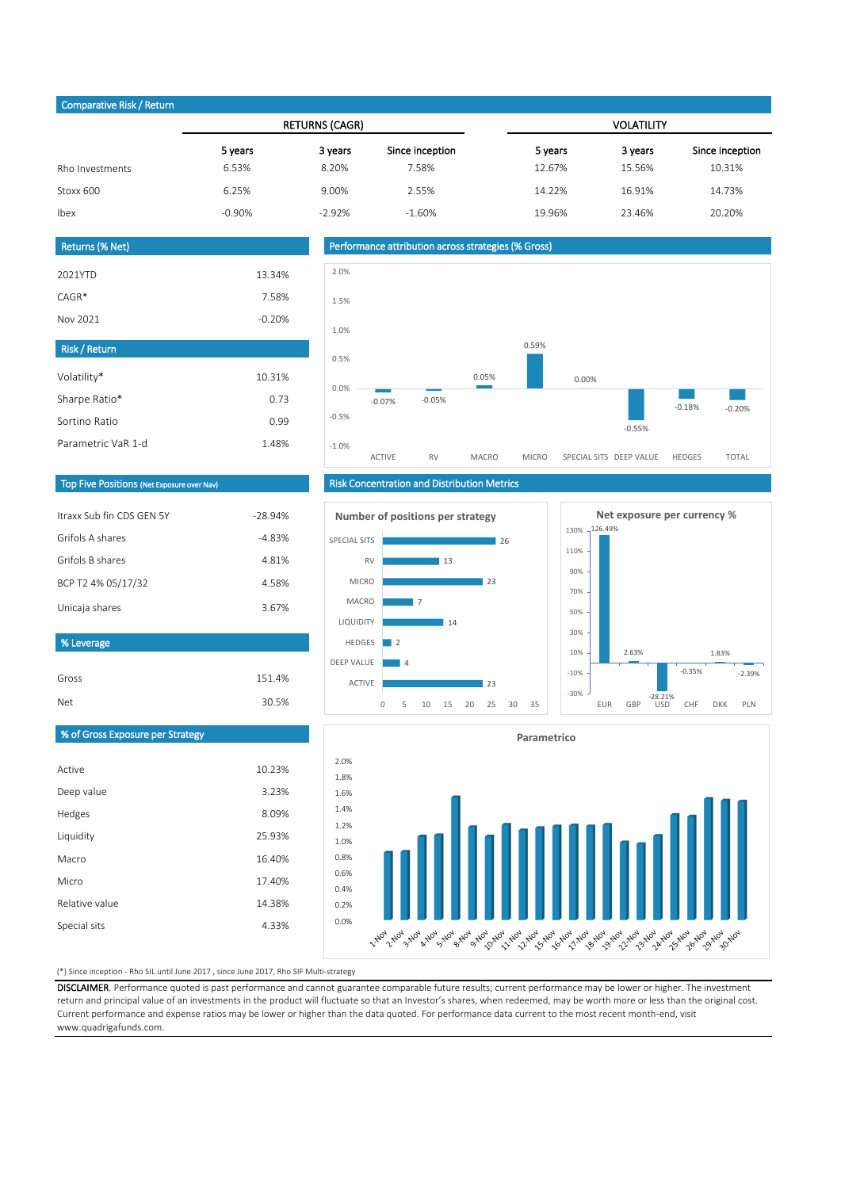## Comparative Risk / Return

| | RETURNS (CAGR) | | | VOLATILITY | | |
|---|---|---|---|---|---|---|
| | 5 years | 3 years | Since inception | 5 years | 3 years | Since inception |
| Rho Investments | 6.53% | 8.20% | 7.58% | 12.67% | 15.56% | 10.31% |
| Stoxx 600 | 6.25% | 9.00% | 2.55% | 14.22% | 16.91% | 14.73% |
| Ibex | -0.90% | -2.92% | -1.60% | 19.96% | 23.46% | 20.20% |

## Returns (% Net)

| | |
|---|---|
| 2021YTD | 13.34% |
| CAGR* | 7.58% |
| Nov 2021 | -0.20% |

## Risk / Return

| | |
|---|---|
| Volatility* | 10.31% |
| Sharpe Ratio* | 0.73 |
| Sortino Ratio | 0.99 |
| Parametric VaR 1-d | 1.48% |

## Performance attribution across strategies (% Gross)

| Strategy | % |
|---|---|
| ACTIVE | -0.07% |
| RV | -0.05% |
| MACRO | 0.05% |
| MICRO | 0.59% |
| SPECIAL SITS | 0.00% |
| DEEP VALUE | -0.55% |
| HEDGES | -0.18% |
| TOTAL | -0.20% |

## Top Five Positions (Net Exposure over Nav)

| | |
|---|---|
| Itraxx Sub fin CDS GEN 5Y | -28.94% |
| Grifols A shares | -4.83% |
| Grifols B shares | 4.81% |
| BCP T2 4% 05/17/32 | 4.58% |
| Unicaja shares | 3.67% |

## Risk Concentration and Distribution Metrics

### Number of positions per strategy

| Strategy | Positions |
|---|---|
| SPECIAL SITS | 26 |
| RV | 13 |
| MICRO | 23 |
| MACRO | 7 |
| LIQUIDITY | 14 |
| HEDGES | 2 |
| DEEP VALUE | 4 |
| ACTIVE | 23 |

### Net exposure per currency %

| Currency | % |
|---|---|
| EUR | 126.49% |
| GBP | 2.63% |
| USD | -28.21% |
| CHF | -0.35% |
| DKK | 1.83% |
| PLN | -2.39% |

## % Leverage

| | |
|---|---|
| Gross | 151.4% |
| Net | 30.5% |

## % of Gross Exposure per Strategy

| | |
|---|---|
| Active | 10.23% |
| Deep value | 3.23% |
| Hedges | 8.09% |
| Liquidity | 25.93% |
| Macro | 16.40% |
| Micro | 17.40% |
| Relative value | 14.38% |
| Special sits | 4.33% |

### Parametrico

(Daily chart, 1-Nov to 30-Nov)

(*) Since inception - Rho SIL until June 2017 , since June 2017, Rho SIF Multi-strategy

**DISCLAIMER**. Performance quoted is past performance and cannot guarantee comparable future results; current performance may be lower or higher. The investment return and principal value of an investments in the product will fluctuate so that an Investor's shares, when redeemed, may be worth more or less than the original cost. Current performance and expense ratios may be lower or higher than the data quoted. For performance data current to the most recent month-end, visit www.quadrigafunds.com.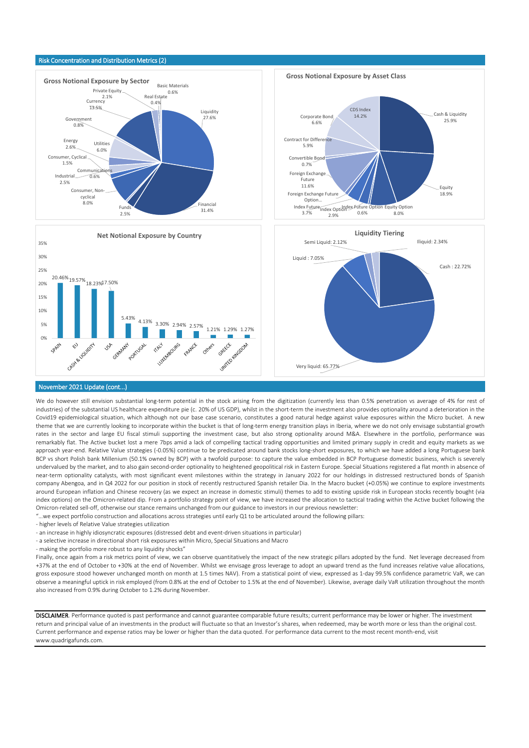## Risk Concentration and Distribution Metrics (2)

**Gross Notional Exposure by Sector**

Basic Materials 0.6%
Private Equity 2.1%
Real Estate 0.4%
Currency 13.5%
Liquidity 27.6%
Government 0.8%
Energy 2.6%
Utilities 6.0%
Consumer, Cyclical 1.5%
Communications 0.6%
Industrial 2.5%
Consumer, Non-cyclical 8.0%
Funds 2.5%
Financial 31.4%

**Gross Notional Exposure by Asset Class**

CDS Index 14.2%
Corporate Bond 6.6%
Cash & Liquidity 25.9%
Contract for Difference 5.9%
Convertible Bond 0.7%
Foreign Exchange Future 11.6%
Equity 18.9%
Foreign Exchange Future Option...
Index Future 3.7%
Index Option 2.9%
Index Future Option 0.6%
Equity Option 8.0%

**Net Notional Exposure by Country**

35%
30%
25%
20%
15%
10%
5%
0%

SPAIN 20.46%
EU 19.57%
CASH & LIQUIDITY 18.23%
USA 17.50%
GERMANY 5.43%
PORTUGAL 4.13%
ITALY 3.30%
LUXEMBOURG 2.94%
FRANCE 2.57%
Others 1.21%
GREECE 1.29%
UNITED KINGDOM 1.27%

**Liquidity Tiering**

Semi Liquid: 2.12%
Iliquid: 2.34%
Liquid : 7.05%
Cash : 22.72%
Very liquid: 65.77%

## November 2021 Update (cont...)

We do however still envision substantial long-term potential in the stock arising from the digitization (currently less than 0.5% penetration vs average of 4% for rest of industries) of the substantial US healthcare expenditure pie (c. 20% of US GDP), whilst in the short-term the investment also provides optionality around a deterioration in the Covid19 epidemiological situation, which although not our base case scenario, constitutes a good natural hedge against value exposures within the Micro bucket. A new theme that we are currently looking to incorporate within the bucket is that of long-term energy transition plays in Iberia, where we do not only envisage substantial growth rates in the sector and large EU fiscal stimuli supporting the investment case, but also strong optionality around M&A. Elsewhere in the portfolio, performance was remarkably flat. The Active bucket lost a mere 7bps amid a lack of compelling tactical trading opportunities and limited primary supply in credit and equity markets as we approach year-end. Relative Value strategies (-0.05%) continue to be predicated around bank stocks long-short exposures, to which we have added a long Portuguese bank BCP vs short Polish bank Millenium (50.1% owned by BCP) with a twofold purpose: to capture the value embedded in BCP Portuguese domestic business, which is severely undervalued by the market, and to also gain second-order optionality to heightened geopolitical risk in Eastern Europe. Special Situations registered a flat month in absence of near-term optionality catalysts, with most significant event milestones within the strategy in January 2022 for our holdings in distressed restructured bonds of Spanish company Abengoa, and in Q4 2022 for our position in stock of recently restructured Spanish retailer Dia. In the Macro bucket (+0.05%) we continue to explore investments around European inflation and Chinese recovery (as we expect an increase in domestic stimuli) themes to add to existing upside risk in European stocks recently bought (via index options) on the Omicron-related dip. From a portfolio strategy point of view, we have increased the allocation to tactical trading within the Active bucket following the Omicron-related sell-off, otherwise our stance remains unchanged from our guidance to investors in our previous newsletter:

"…we expect portfolio construction and allocations across strategies until early Q1 to be articulated around the following pillars:

- higher levels of Relative Value strategies utilization
- an increase in highly idiosyncratic exposures (distressed debt and event-driven situations in particular)
- a selective increase in directional short risk exposures within Micro, Special Situations and Macro
- making the portfolio more robust to any liquidity shocks"

Finally, once again from a risk metrics point of view, we can observe quantitatively the impact of the new strategic pillars adopted by the fund. Net leverage decreased from +37% at the end of October to +30% at the end of November. Whilst we envisage gross leverage to adopt an upward trend as the fund increases relative value allocations, gross exposure stood however unchanged month on month at 1.5 times NAV). From a statistical point of view, expressed as 1-day 99.5% confidence parametric VaR, we can observe a meaningful uptick in risk employed (from 0.8% at the end of October to 1.5% at the end of November). Likewise, average daily VaR utilization throughout the month also increased from 0.9% during October to 1.2% during November.

**DISCLAIMER**. Performance quoted is past performance and cannot guarantee comparable future results; current performance may be lower or higher. The investment return and principal value of an investments in the product will fluctuate so that an Investor's shares, when redeemed, may be worth more or less than the original cost. Current performance and expense ratios may be lower or higher than the data quoted. For performance data current to the most recent month-end, visit www.quadrigafunds.com.